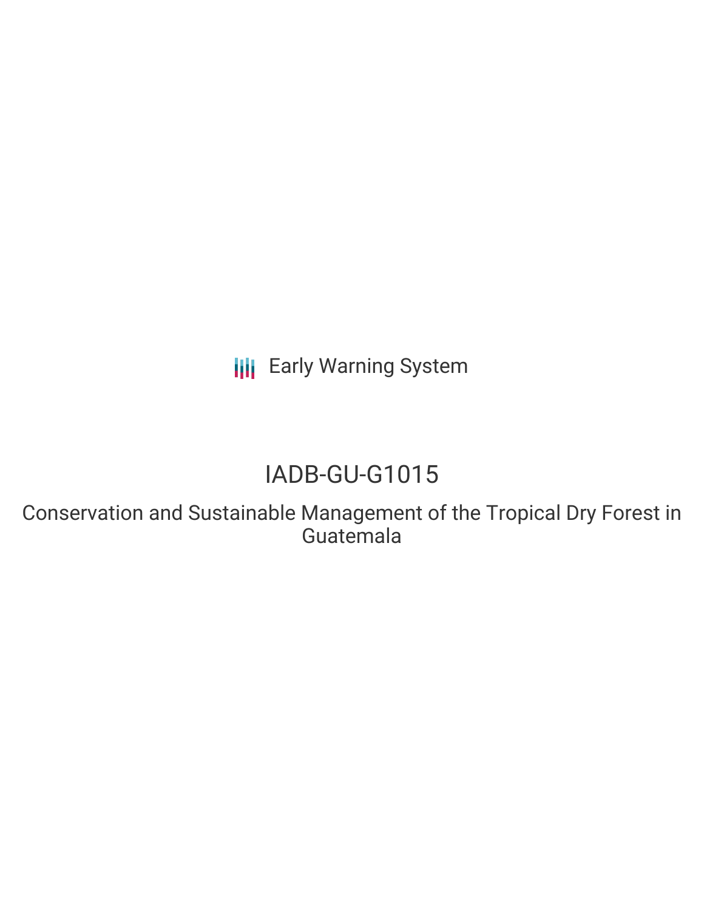Early Warning System

# IADB-GU-G1015

## Conservation and Sustainable Management of the Tropical Dry Forest in Guatemala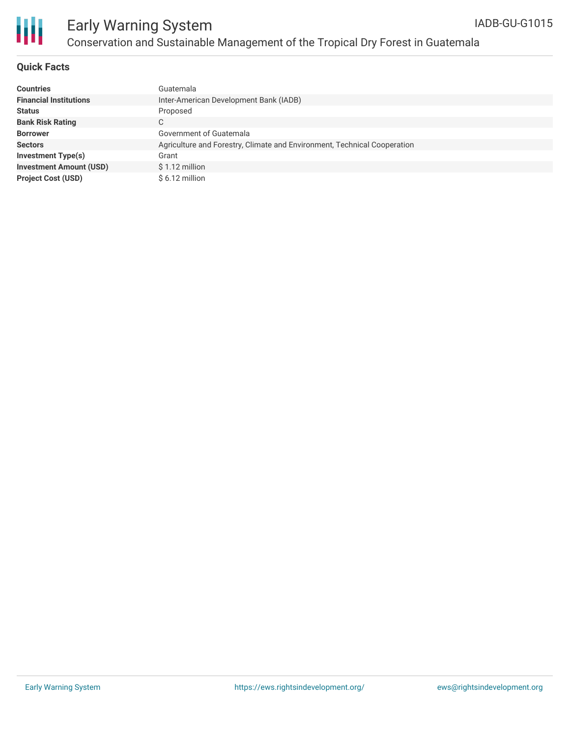## Quick Facts

| | |
|---|---|
| **Countries** | Guatemala |
| **Financial Institutions** | Inter-American Development Bank (IADB) |
| **Status** | Proposed |
| **Bank Risk Rating** | C |
| **Borrower** | Government of Guatemala |
| **Sectors** | Agriculture and Forestry, Climate and Environment, Technical Cooperation |
| **Investment Type(s)** | Grant |
| **Investment Amount (USD)** | $ 1.12 million |
| **Project Cost (USD)** | $ 6.12 million |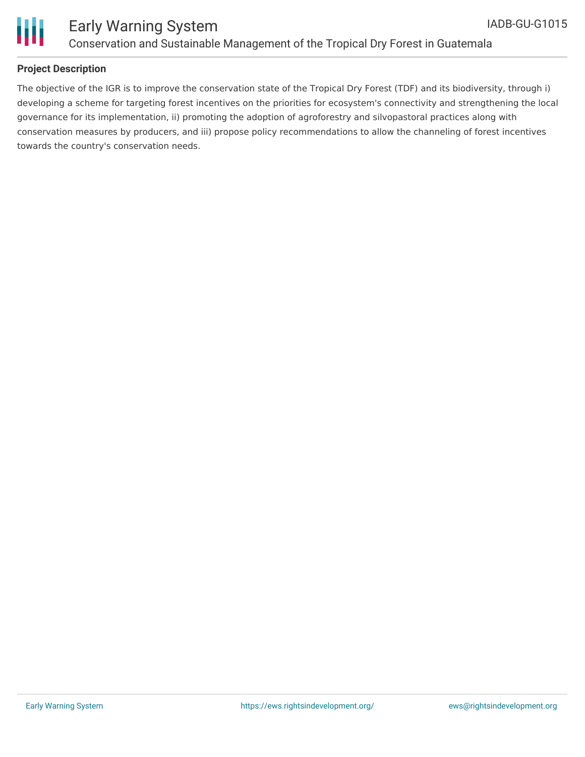## Project Description

The objective of the IGR is to improve the conservation state of the Tropical Dry Forest (TDF) and its biodiversity, through i) developing a scheme for targeting forest incentives on the priorities for ecosystem's connectivity and strengthening the local governance for its implementation, ii) promoting the adoption of agroforestry and silvopastoral practices along with conservation measures by producers, and iii) propose policy recommendations to allow the channeling of forest incentives towards the country's conservation needs.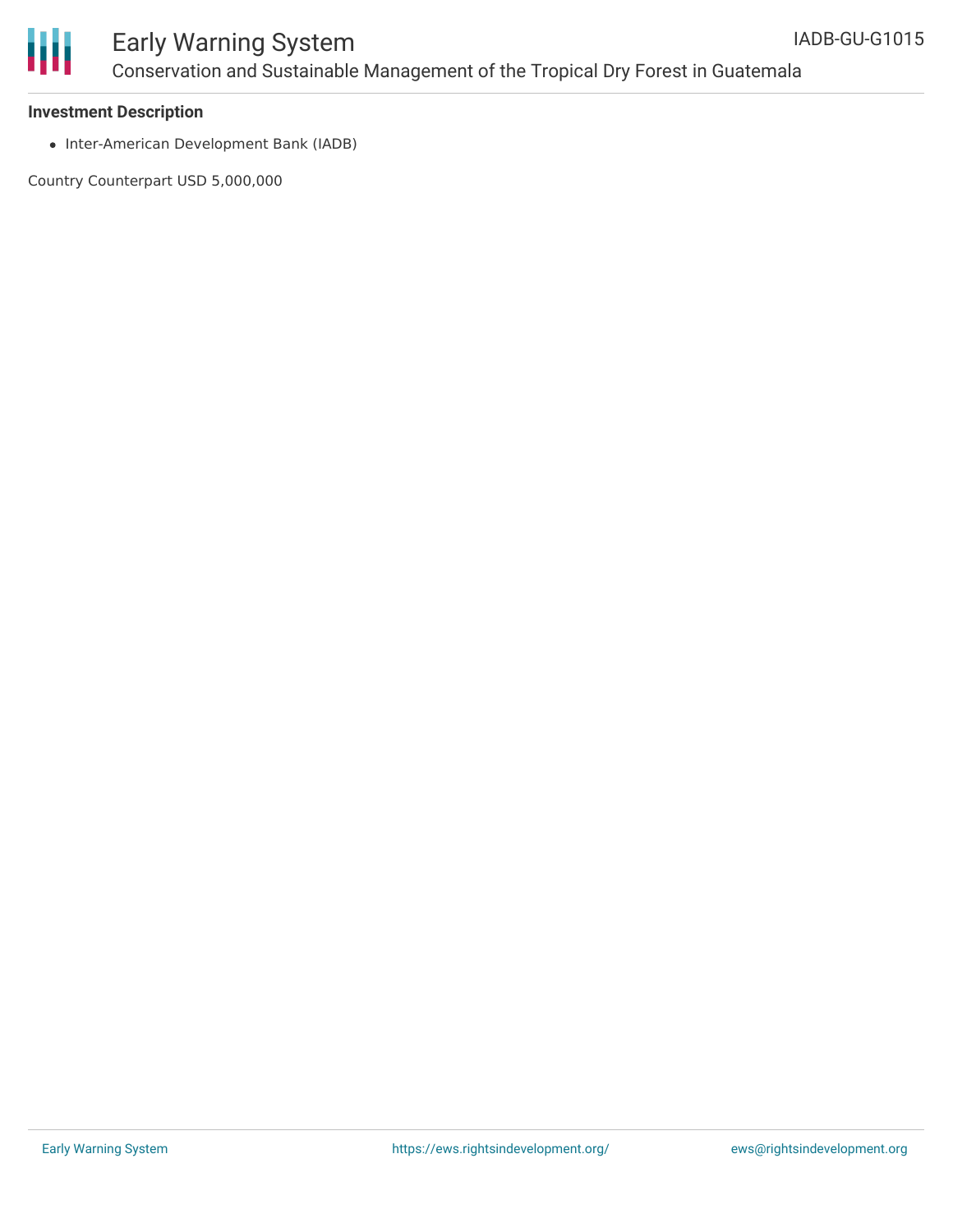**Investment Description**

- Inter-American Development Bank (IADB)

Country Counterpart USD 5,000,000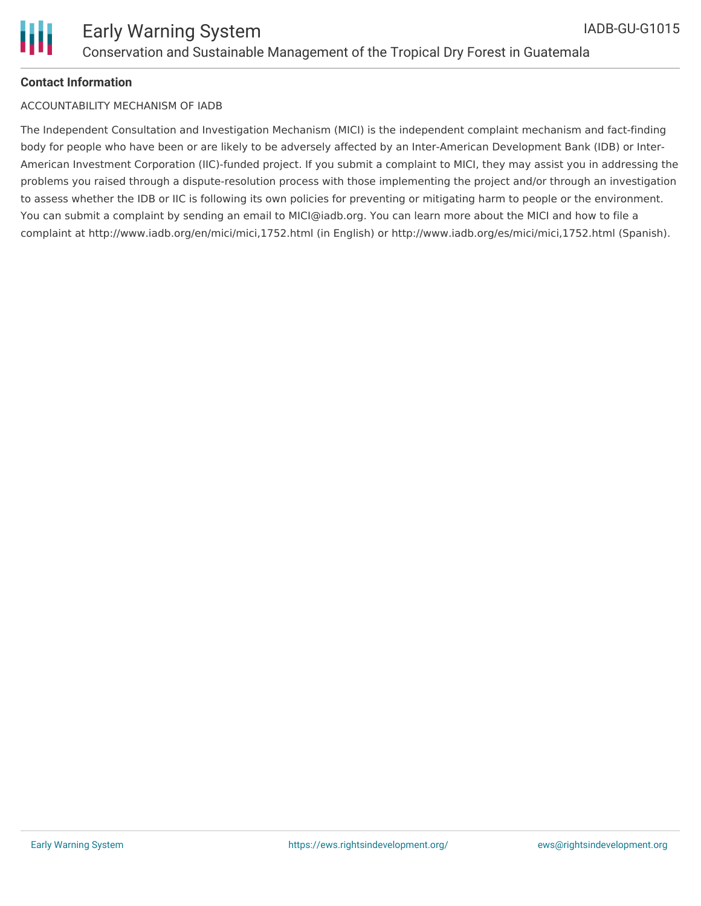**Contact Information**

ACCOUNTABILITY MECHANISM OF IADB

The Independent Consultation and Investigation Mechanism (MICI) is the independent complaint mechanism and fact-finding body for people who have been or are likely to be adversely affected by an Inter-American Development Bank (IDB) or Inter-American Investment Corporation (IIC)-funded project. If you submit a complaint to MICI, they may assist you in addressing the problems you raised through a dispute-resolution process with those implementing the project and/or through an investigation to assess whether the IDB or IIC is following its own policies for preventing or mitigating harm to people or the environment. You can submit a complaint by sending an email to MICI@iadb.org. You can learn more about the MICI and how to file a complaint at http://www.iadb.org/en/mici/mici,1752.html (in English) or http://www.iadb.org/es/mici/mici,1752.html (Spanish).